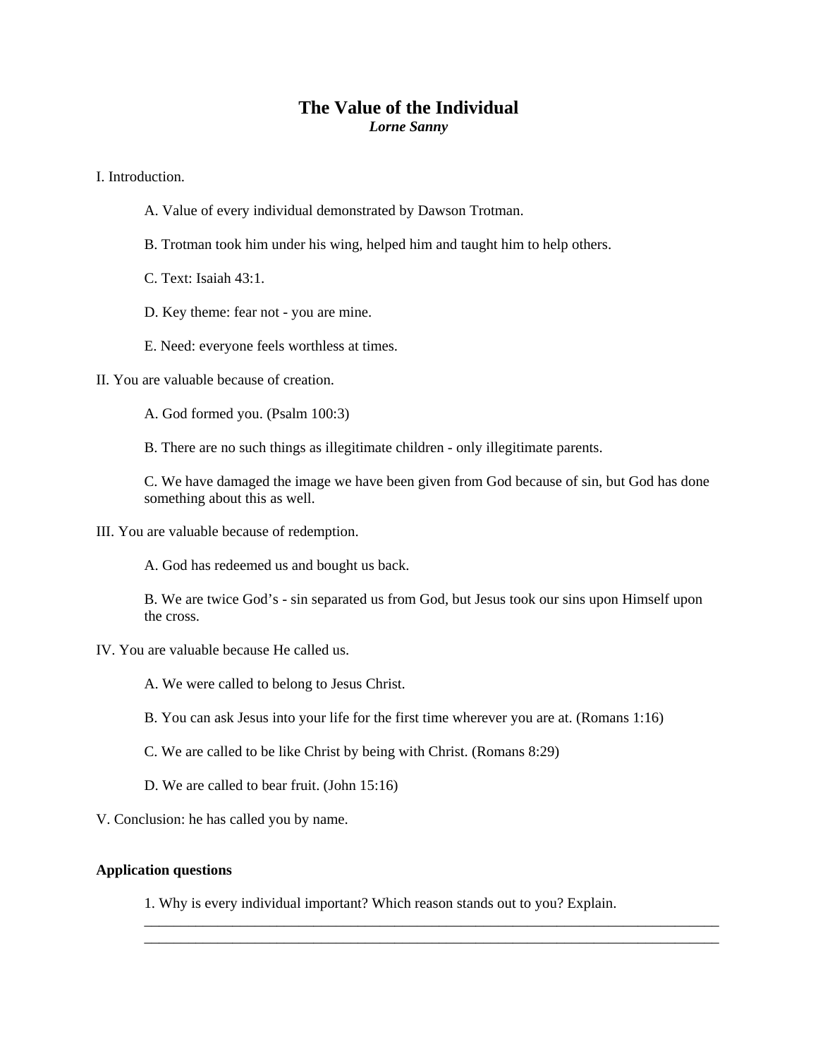# The Value of the Individual

***Lorne Sanny***

I. Introduction.

> A. Value of every individual demonstrated by Dawson Trotman.
>
> B. Trotman took him under his wing, helped him and taught him to help others.
>
> C. Text: Isaiah 43:1.
>
> D. Key theme: fear not - you are mine.
>
> E. Need: everyone feels worthless at times.

II. You are valuable because of creation.

> A. God formed you. (Psalm 100:3)
>
> B. There are no such things as illegitimate children - only illegitimate parents.
>
> C. We have damaged the image we have been given from God because of sin, but God has done something about this as well.

III. You are valuable because of redemption.

> A. God has redeemed us and bought us back.
>
> B. We are twice God's - sin separated us from God, but Jesus took our sins upon Himself upon the cross.

IV. You are valuable because He called us.

> A. We were called to belong to Jesus Christ.
>
> B. You can ask Jesus into your life for the first time wherever you are at. (Romans 1:16)
>
> C. We are called to be like Christ by being with Christ. (Romans 8:29)
>
> D. We are called to bear fruit. (John 15:16)

V. Conclusion: he has called you by name.

**Application questions**

> 1. Why is every individual important? Which reason stands out to you? Explain.
>
> ______________________________________________________________________________
> ______________________________________________________________________________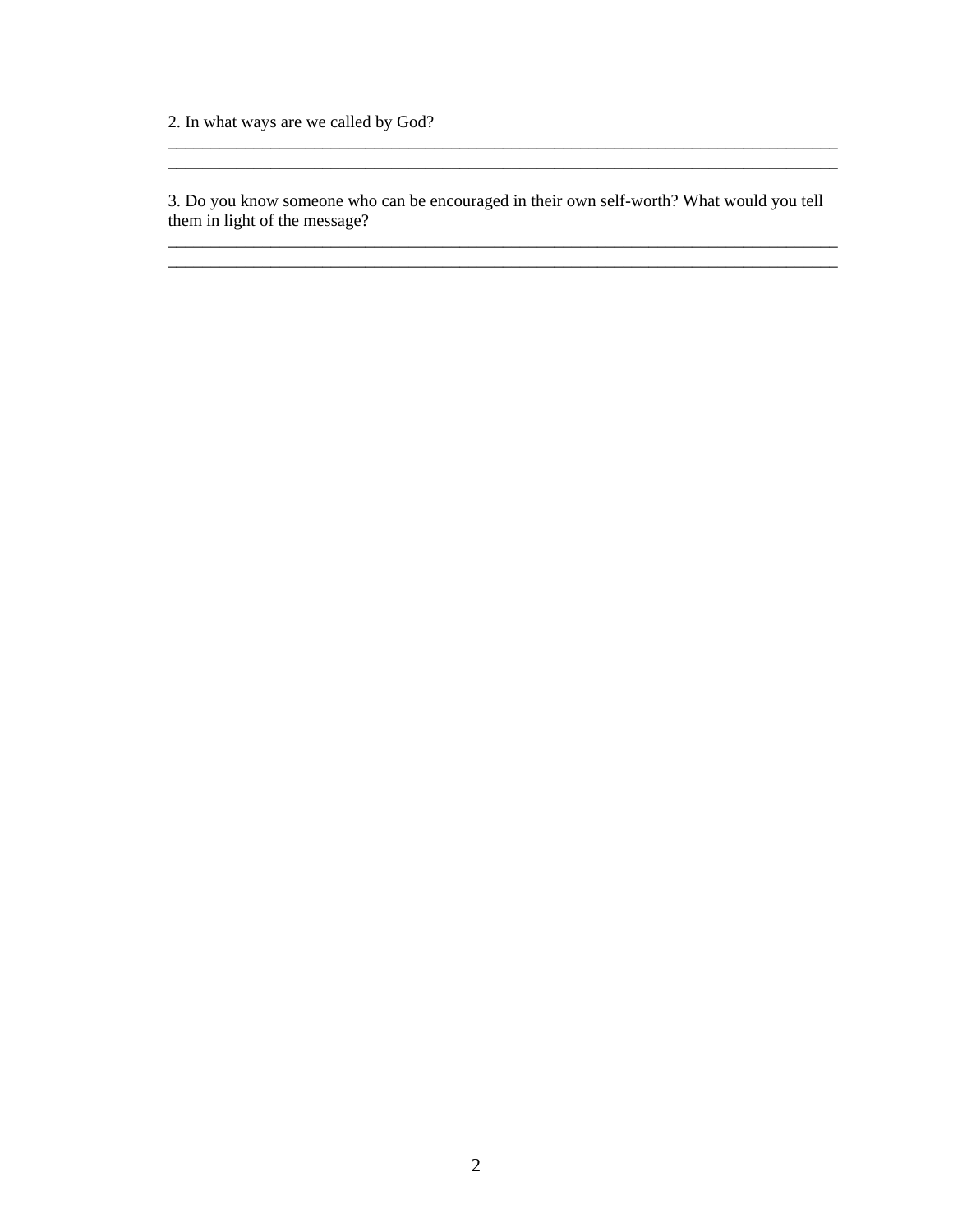2. In what ways are we called by God?

______________________________________________________________________________

______________________________________________________________________________

3. Do you know someone who can be encouraged in their own self-worth? What would you tell them in light of the message?

______________________________________________________________________________

______________________________________________________________________________